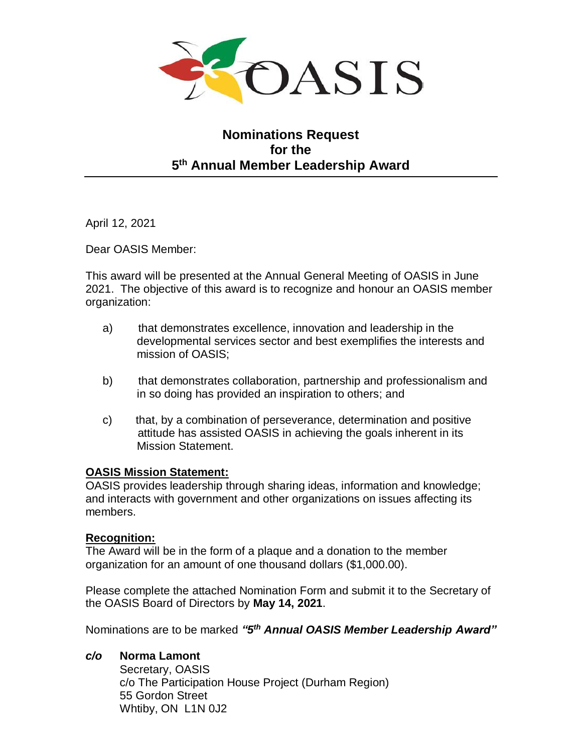OASIS

# Nominations Request for the 5th Annual Member Leadership Award

April 12, 2021

Dear OASIS Member:

This award will be presented at the Annual General Meeting of OASIS in June 2021. The objective of this award is to recognize and honour an OASIS member organization:

a) that demonstrates excellence, innovation and leadership in the developmental services sector and best exemplifies the interests and mission of OASIS;

b) that demonstrates collaboration, partnership and professionalism and in so doing has provided an inspiration to others; and

c) that, by a combination of perseverance, determination and positive attitude has assisted OASIS in achieving the goals inherent in its Mission Statement.

**OASIS Mission Statement:**

OASIS provides leadership through sharing ideas, information and knowledge; and interacts with government and other organizations on issues affecting its members.

**Recognition:**

The Award will be in the form of a plaque and a donation to the member organization for an amount of one thousand dollars ($1,000.00).

Please complete the attached Nomination Form and submit it to the Secretary of the OASIS Board of Directors by **May 14, 2021**.

Nominations are to be marked ***"5th Annual OASIS Member Leadership Award"***

***c/o*** **Norma Lamont**
Secretary, OASIS
c/o The Participation House Project (Durham Region)
55 Gordon Street
Whtiby, ON L1N 0J2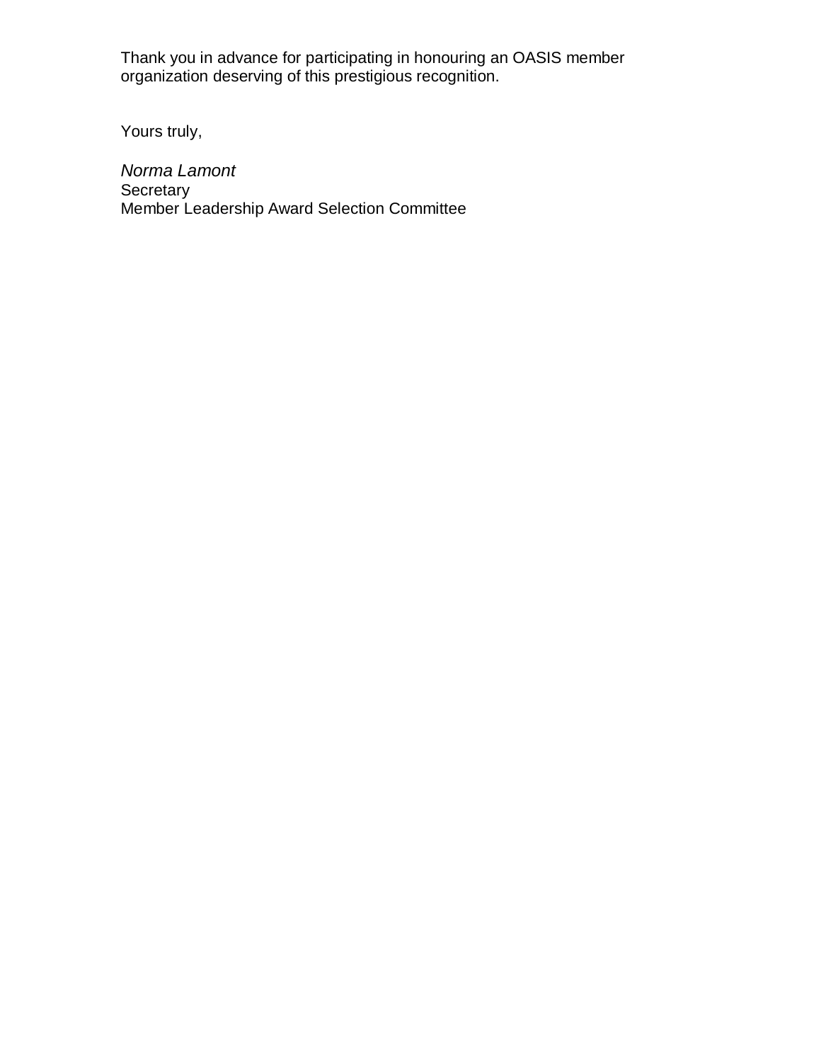Thank you in advance for participating in honouring an OASIS member organization deserving of this prestigious recognition.

Yours truly,

*Norma Lamont*
Secretary
Member Leadership Award Selection Committee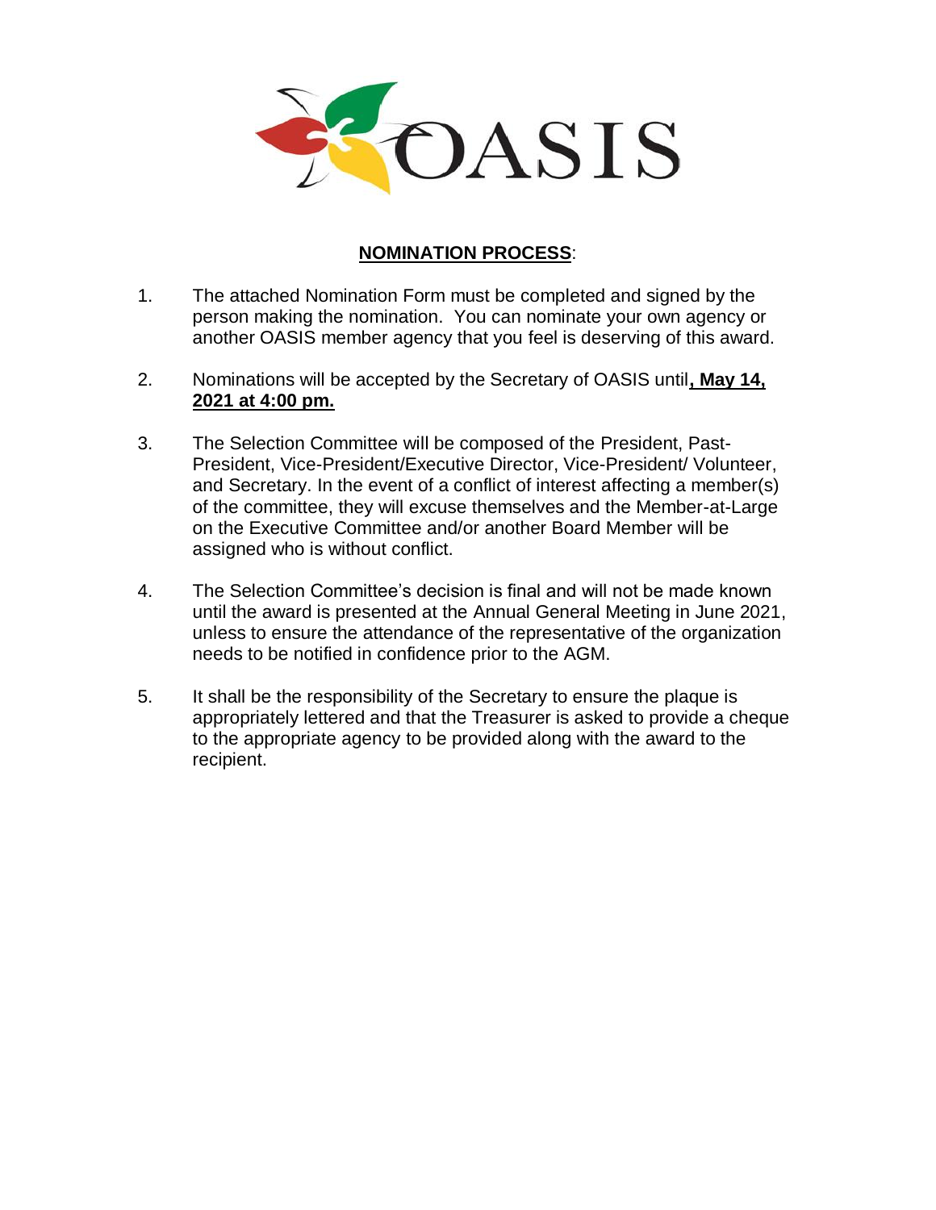OASIS

**NOMINATION PROCESS**:

1. The attached Nomination Form must be completed and signed by the person making the nomination. You can nominate your own agency or another OASIS member agency that you feel is deserving of this award.

2. Nominations will be accepted by the Secretary of OASIS until**, May 14, 2021 at 4:00 pm.**

3. The Selection Committee will be composed of the President, Past-President, Vice-President/Executive Director, Vice-President/ Volunteer, and Secretary. In the event of a conflict of interest affecting a member(s) of the committee, they will excuse themselves and the Member-at-Large on the Executive Committee and/or another Board Member will be assigned who is without conflict.

4. The Selection Committee's decision is final and will not be made known until the award is presented at the Annual General Meeting in June 2021, unless to ensure the attendance of the representative of the organization needs to be notified in confidence prior to the AGM.

5. It shall be the responsibility of the Secretary to ensure the plaque is appropriately lettered and that the Treasurer is asked to provide a cheque to the appropriate agency to be provided along with the award to the recipient.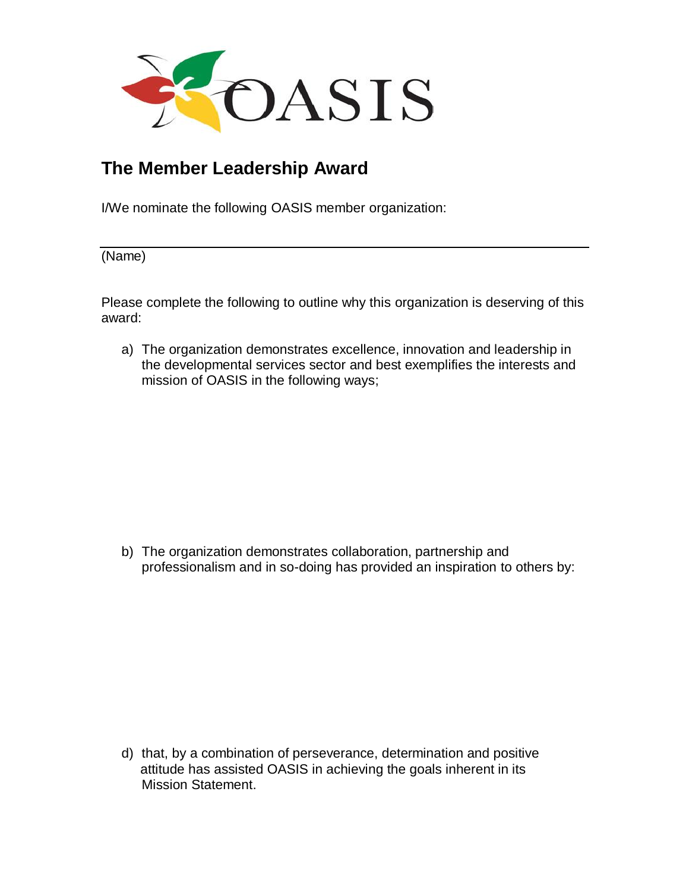OASIS

## The Member Leadership Award

I/We nominate the following OASIS member organization:

\_\_\_\_\_\_\_\_\_\_\_\_\_\_\_\_\_\_\_\_\_\_\_\_\_\_\_\_\_\_\_\_\_\_\_\_\_\_\_\_\_\_\_\_\_\_\_\_\_\_\_\_\_\_\_\_\_\_\_\_\_\_\_\_\_\_

(Name)

Please complete the following to outline why this organization is deserving of this award:

a) The organization demonstrates excellence, innovation and leadership in the developmental services sector and best exemplifies the interests and mission of OASIS in the following ways;

b) The organization demonstrates collaboration, partnership and professionalism and in so-doing has provided an inspiration to others by:

d) that, by a combination of perseverance, determination and positive attitude has assisted OASIS in achieving the goals inherent in its Mission Statement.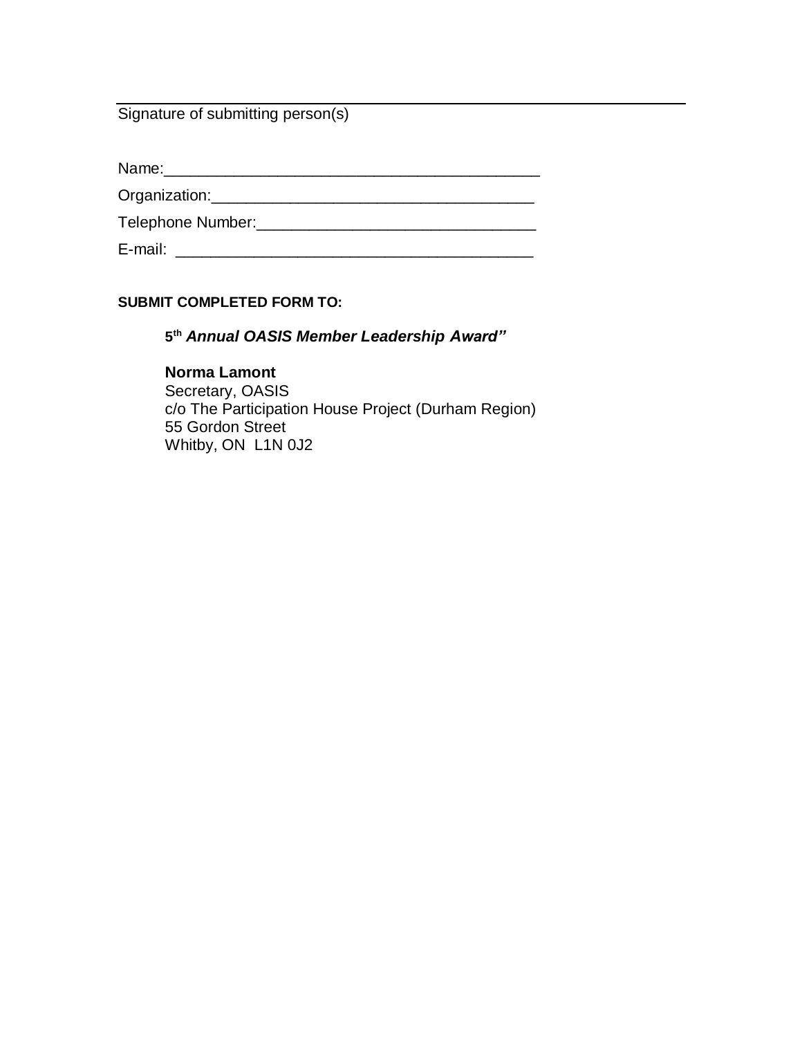Signature of submitting person(s)

Name:___________________________________________

Organization:_____________________________________

Telephone Number:________________________________

E-mail: _________________________________________

**SUBMIT COMPLETED FORM TO:**

**5th *Annual OASIS Member Leadership Award"***

**Norma Lamont**  
Secretary, OASIS  
c/o The Participation House Project (Durham Region)  
55 Gordon Street  
Whitby, ON L1N 0J2